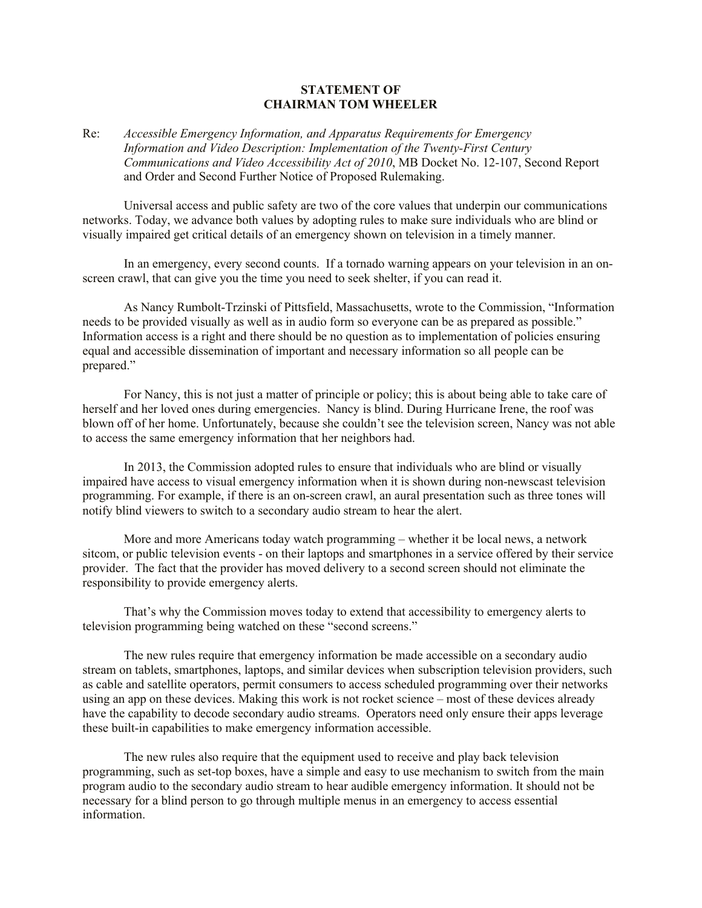# STATEMENT OF
# CHAIRMAN TOM WHEELER

Re: *Accessible Emergency Information, and Apparatus Requirements for Emergency Information and Video Description: Implementation of the Twenty-First Century Communications and Video Accessibility Act of 2010*, MB Docket No. 12-107, Second Report and Order and Second Further Notice of Proposed Rulemaking.

Universal access and public safety are two of the core values that underpin our communications networks. Today, we advance both values by adopting rules to make sure individuals who are blind or visually impaired get critical details of an emergency shown on television in a timely manner.

In an emergency, every second counts. If a tornado warning appears on your television in an on-screen crawl, that can give you the time you need to seek shelter, if you can read it.

As Nancy Rumbolt-Trzinski of Pittsfield, Massachusetts, wrote to the Commission, "Information needs to be provided visually as well as in audio form so everyone can be as prepared as possible." Information access is a right and there should be no question as to implementation of policies ensuring equal and accessible dissemination of important and necessary information so all people can be prepared."

For Nancy, this is not just a matter of principle or policy; this is about being able to take care of herself and her loved ones during emergencies. Nancy is blind. During Hurricane Irene, the roof was blown off of her home. Unfortunately, because she couldn't see the television screen, Nancy was not able to access the same emergency information that her neighbors had.

In 2013, the Commission adopted rules to ensure that individuals who are blind or visually impaired have access to visual emergency information when it is shown during non-newscast television programming. For example, if there is an on-screen crawl, an aural presentation such as three tones will notify blind viewers to switch to a secondary audio stream to hear the alert.

More and more Americans today watch programming – whether it be local news, a network sitcom, or public television events - on their laptops and smartphones in a service offered by their service provider. The fact that the provider has moved delivery to a second screen should not eliminate the responsibility to provide emergency alerts.

That's why the Commission moves today to extend that accessibility to emergency alerts to television programming being watched on these "second screens."

The new rules require that emergency information be made accessible on a secondary audio stream on tablets, smartphones, laptops, and similar devices when subscription television providers, such as cable and satellite operators, permit consumers to access scheduled programming over their networks using an app on these devices. Making this work is not rocket science – most of these devices already have the capability to decode secondary audio streams. Operators need only ensure their apps leverage these built-in capabilities to make emergency information accessible.

The new rules also require that the equipment used to receive and play back television programming, such as set-top boxes, have a simple and easy to use mechanism to switch from the main program audio to the secondary audio stream to hear audible emergency information. It should not be necessary for a blind person to go through multiple menus in an emergency to access essential information.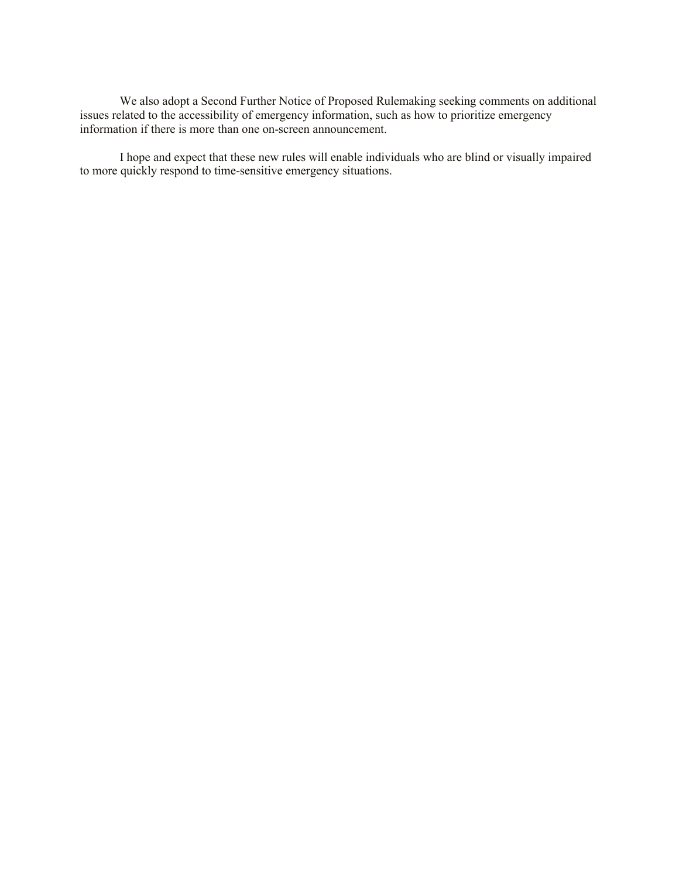We also adopt a Second Further Notice of Proposed Rulemaking seeking comments on additional issues related to the accessibility of emergency information, such as how to prioritize emergency information if there is more than one on-screen announcement.

I hope and expect that these new rules will enable individuals who are blind or visually impaired to more quickly respond to time-sensitive emergency situations.